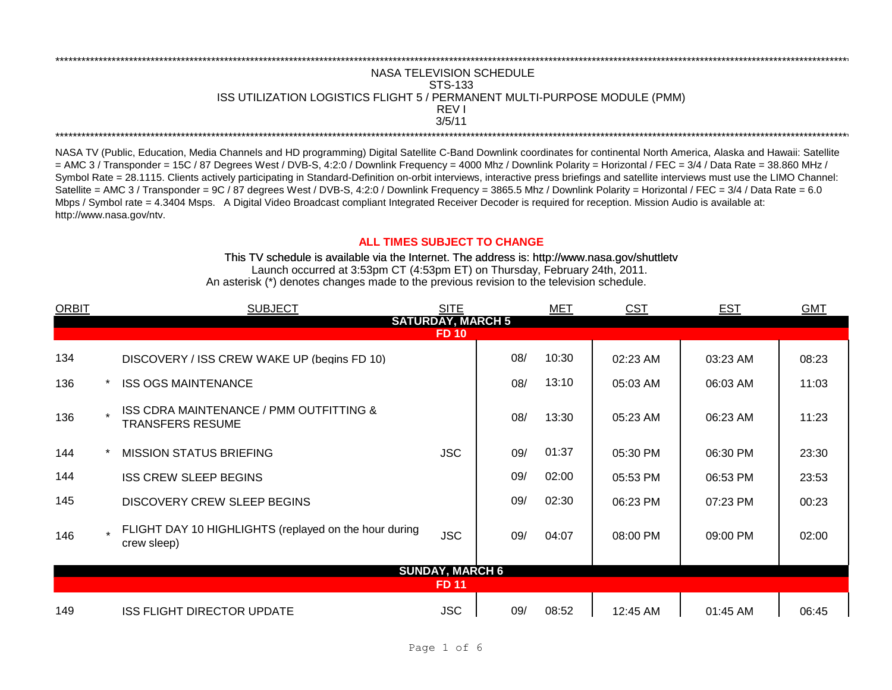```
****************************************************************************************************************************************************************
```

NASA TELEVISION SCHEDULE
STS-133
ISS UTILIZATION LOGISTICS FLIGHT 5 / PERMANENT MULTI-PURPOSE MODULE (PMM)
REV I
3/5/11

```
****************************************************************************************************************************************************************
```

NASA TV (Public, Education, Media Channels and HD programming) Digital Satellite C-Band Downlink coordinates for continental North America, Alaska and Hawaii: Satellite = AMC 3 / Transponder = 15C / 87 Degrees West / DVB-S, 4:2:0 / Downlink Frequency = 4000 Mhz / Downlink Polarity = Horizontal / FEC = 3/4 / Data Rate = 38.860 MHz / Symbol Rate = 28.1115. Clients actively participating in Standard-Definition on-orbit interviews, interactive press briefings and satellite interviews must use the LIMO Channel: Satellite = AMC 3 / Transponder = 9C / 87 degrees West / DVB-S, 4:2:0 / Downlink Frequency = 3865.5 Mhz / Downlink Polarity = Horizontal / FEC = 3/4 / Data Rate = 6.0 Mbps / Symbol rate = 4.3404 Msps. A Digital Video Broadcast compliant Integrated Receiver Decoder is required for reception. Mission Audio is available at: http://www.nasa.gov/ntv.

**ALL TIMES SUBJECT TO CHANGE**

This TV schedule is available via the Internet. The address is: http://www.nasa.gov/shuttletv
Launch occurred at 3:53pm CT (4:53pm ET) on Thursday, February 24th, 2011.
An asterisk (*) denotes changes made to the previous revision to the television schedule.

| ORBIT | | SUBJECT | SITE | MET | | CST | EST | GMT |
|---|---|---|---|---|---|---|---|---|
| | | **SATURDAY, MARCH 5** | | | | | | |
| | | **FD 10** | | | | | | |
| 134 | | DISCOVERY / ISS CREW WAKE UP (begins FD 10) | | 08/ | 10:30 | 02:23 AM | 03:23 AM | 08:23 |
| 136 | * | ISS OGS MAINTENANCE | | 08/ | 13:10 | 05:03 AM | 06:03 AM | 11:03 |
| 136 | * | ISS CDRA MAINTENANCE / PMM OUTFITTING & TRANSFERS RESUME | | 08/ | 13:30 | 05:23 AM | 06:23 AM | 11:23 |
| 144 | * | MISSION STATUS BRIEFING | JSC | 09/ | 01:37 | 05:30 PM | 06:30 PM | 23:30 |
| 144 | | ISS CREW SLEEP BEGINS | | 09/ | 02:00 | 05:53 PM | 06:53 PM | 23:53 |
| 145 | | DISCOVERY CREW SLEEP BEGINS | | 09/ | 02:30 | 06:23 PM | 07:23 PM | 00:23 |
| 146 | * | FLIGHT DAY 10 HIGHLIGHTS (replayed on the hour during crew sleep) | JSC | 09/ | 04:07 | 08:00 PM | 09:00 PM | 02:00 |
| | | **SUNDAY, MARCH 6** | | | | | | |
| | | **FD 11** | | | | | | |
| 149 | | ISS FLIGHT DIRECTOR UPDATE | JSC | 09/ | 08:52 | 12:45 AM | 01:45 AM | 06:45 |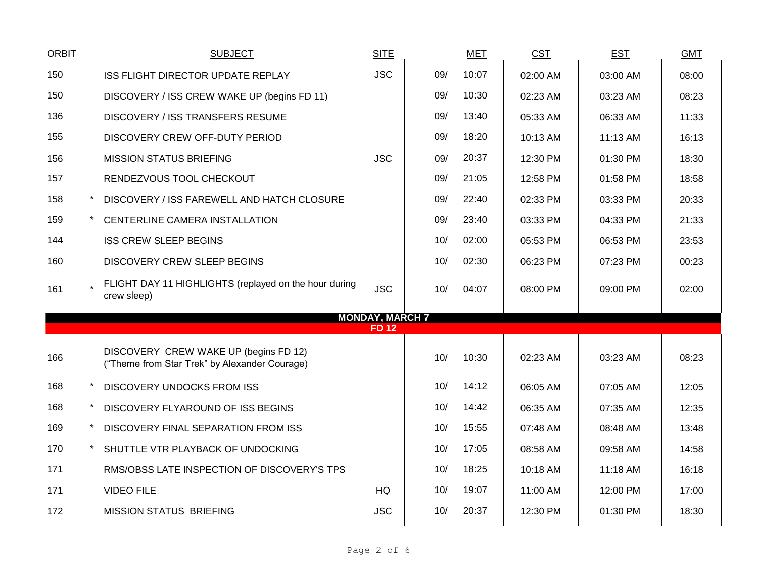| ORBIT | | SUBJECT | SITE | | MET | CST | EST | GMT |
|---|---|---|---|---|---|---|---|---|
| 150 | | ISS FLIGHT DIRECTOR UPDATE REPLAY | JSC | 09/ | 10:07 | 02:00 AM | 03:00 AM | 08:00 |
| 150 | | DISCOVERY / ISS CREW WAKE UP (begins FD 11) | | 09/ | 10:30 | 02:23 AM | 03:23 AM | 08:23 |
| 136 | | DISCOVERY / ISS TRANSFERS RESUME | | 09/ | 13:40 | 05:33 AM | 06:33 AM | 11:33 |
| 155 | | DISCOVERY CREW OFF-DUTY PERIOD | | 09/ | 18:20 | 10:13 AM | 11:13 AM | 16:13 |
| 156 | | MISSION STATUS BRIEFING | JSC | 09/ | 20:37 | 12:30 PM | 01:30 PM | 18:30 |
| 157 | | RENDEZVOUS TOOL CHECKOUT | | 09/ | 21:05 | 12:58 PM | 01:58 PM | 18:58 |
| 158 | * | DISCOVERY / ISS FAREWELL AND HATCH CLOSURE | | 09/ | 22:40 | 02:33 PM | 03:33 PM | 20:33 |
| 159 | * | CENTERLINE CAMERA INSTALLATION | | 09/ | 23:40 | 03:33 PM | 04:33 PM | 21:33 |
| 144 | | ISS CREW SLEEP BEGINS | | 10/ | 02:00 | 05:53 PM | 06:53 PM | 23:53 |
| 160 | | DISCOVERY CREW SLEEP BEGINS | | 10/ | 02:30 | 06:23 PM | 07:23 PM | 00:23 |
| 161 | * | FLIGHT DAY 11 HIGHLIGHTS (replayed on the hour during crew sleep) | JSC | 10/ | 04:07 | 08:00 PM | 09:00 PM | 02:00 |
| | | **MONDAY, MARCH 7** | | | | | | |
| | | **FD 12** | | | | | | |
| 166 | | DISCOVERY CREW WAKE UP (begins FD 12) ("Theme from Star Trek" by Alexander Courage) | | 10/ | 10:30 | 02:23 AM | 03:23 AM | 08:23 |
| 168 | * | DISCOVERY UNDOCKS FROM ISS | | 10/ | 14:12 | 06:05 AM | 07:05 AM | 12:05 |
| 168 | * | DISCOVERY FLYAROUND OF ISS BEGINS | | 10/ | 14:42 | 06:35 AM | 07:35 AM | 12:35 |
| 169 | * | DISCOVERY FINAL SEPARATION FROM ISS | | 10/ | 15:55 | 07:48 AM | 08:48 AM | 13:48 |
| 170 | * | SHUTTLE VTR PLAYBACK OF UNDOCKING | | 10/ | 17:05 | 08:58 AM | 09:58 AM | 14:58 |
| 171 | | RMS/OBSS LATE INSPECTION OF DISCOVERY'S TPS | | 10/ | 18:25 | 10:18 AM | 11:18 AM | 16:18 |
| 171 | | VIDEO FILE | HQ | 10/ | 19:07 | 11:00 AM | 12:00 PM | 17:00 |
| 172 | | MISSION STATUS BRIEFING | JSC | 10/ | 20:37 | 12:30 PM | 01:30 PM | 18:30 |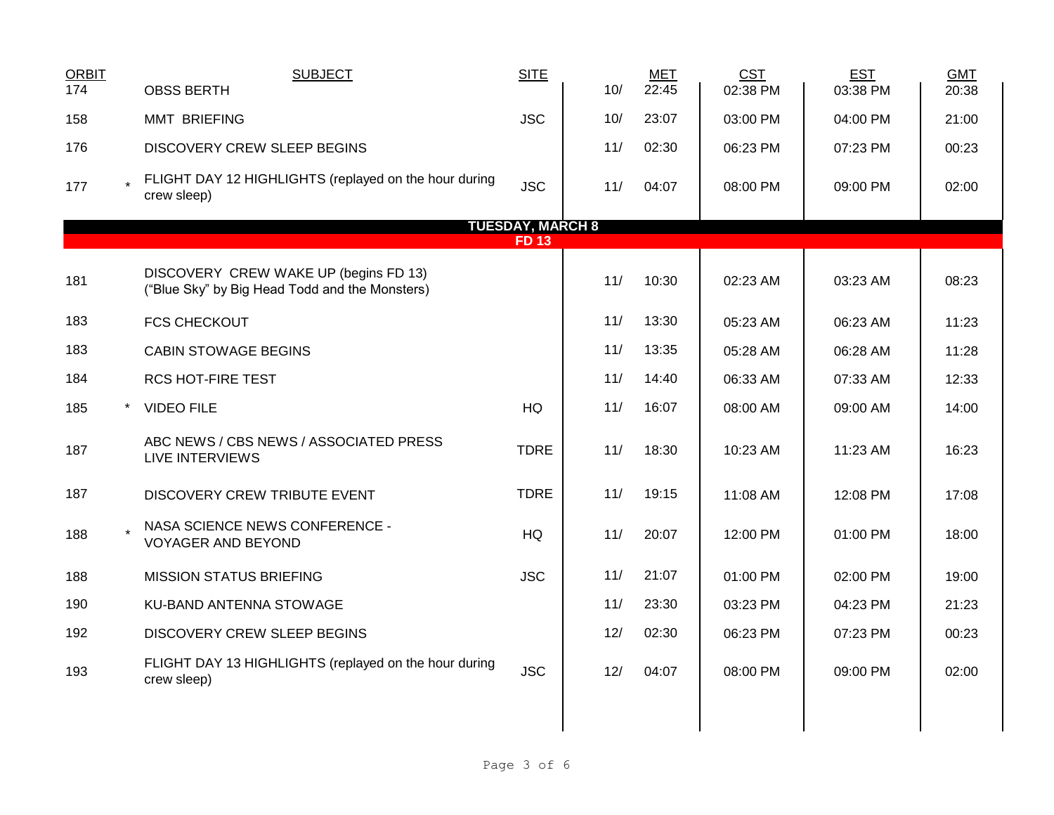| ORBIT | | SUBJECT | SITE | MET | | CST | EST | GMT |
|---|---|---|---|---|---|---|---|---|
| 174 | | OBSS BERTH | | 10/ | 22:45 | 02:38 PM | 03:38 PM | 20:38 |
| 158 | | MMT BRIEFING | JSC | 10/ | 23:07 | 03:00 PM | 04:00 PM | 21:00 |
| 176 | | DISCOVERY CREW SLEEP BEGINS | | 11/ | 02:30 | 06:23 PM | 07:23 PM | 00:23 |
| 177 | * | FLIGHT DAY 12 HIGHLIGHTS (replayed on the hour during crew sleep) | JSC | 11/ | 04:07 | 08:00 PM | 09:00 PM | 02:00 |
| | | **TUESDAY, MARCH 8** | | | | | | |
| | | **FD 13** | | | | | | |
| 181 | | DISCOVERY CREW WAKE UP (begins FD 13) (“Blue Sky” by Big Head Todd and the Monsters) | | 11/ | 10:30 | 02:23 AM | 03:23 AM | 08:23 |
| 183 | | FCS CHECKOUT | | 11/ | 13:30 | 05:23 AM | 06:23 AM | 11:23 |
| 183 | | CABIN STOWAGE BEGINS | | 11/ | 13:35 | 05:28 AM | 06:28 AM | 11:28 |
| 184 | | RCS HOT-FIRE TEST | | 11/ | 14:40 | 06:33 AM | 07:33 AM | 12:33 |
| 185 | * | VIDEO FILE | HQ | 11/ | 16:07 | 08:00 AM | 09:00 AM | 14:00 |
| 187 | | ABC NEWS / CBS NEWS / ASSOCIATED PRESS LIVE INTERVIEWS | TDRE | 11/ | 18:30 | 10:23 AM | 11:23 AM | 16:23 |
| 187 | | DISCOVERY CREW TRIBUTE EVENT | TDRE | 11/ | 19:15 | 11:08 AM | 12:08 PM | 17:08 |
| 188 | * | NASA SCIENCE NEWS CONFERENCE - VOYAGER AND BEYOND | HQ | 11/ | 20:07 | 12:00 PM | 01:00 PM | 18:00 |
| 188 | | MISSION STATUS BRIEFING | JSC | 11/ | 21:07 | 01:00 PM | 02:00 PM | 19:00 |
| 190 | | KU-BAND ANTENNA STOWAGE | | 11/ | 23:30 | 03:23 PM | 04:23 PM | 21:23 |
| 192 | | DISCOVERY CREW SLEEP BEGINS | | 12/ | 02:30 | 06:23 PM | 07:23 PM | 00:23 |
| 193 | | FLIGHT DAY 13 HIGHLIGHTS (replayed on the hour during crew sleep) | JSC | 12/ | 04:07 | 08:00 PM | 09:00 PM | 02:00 |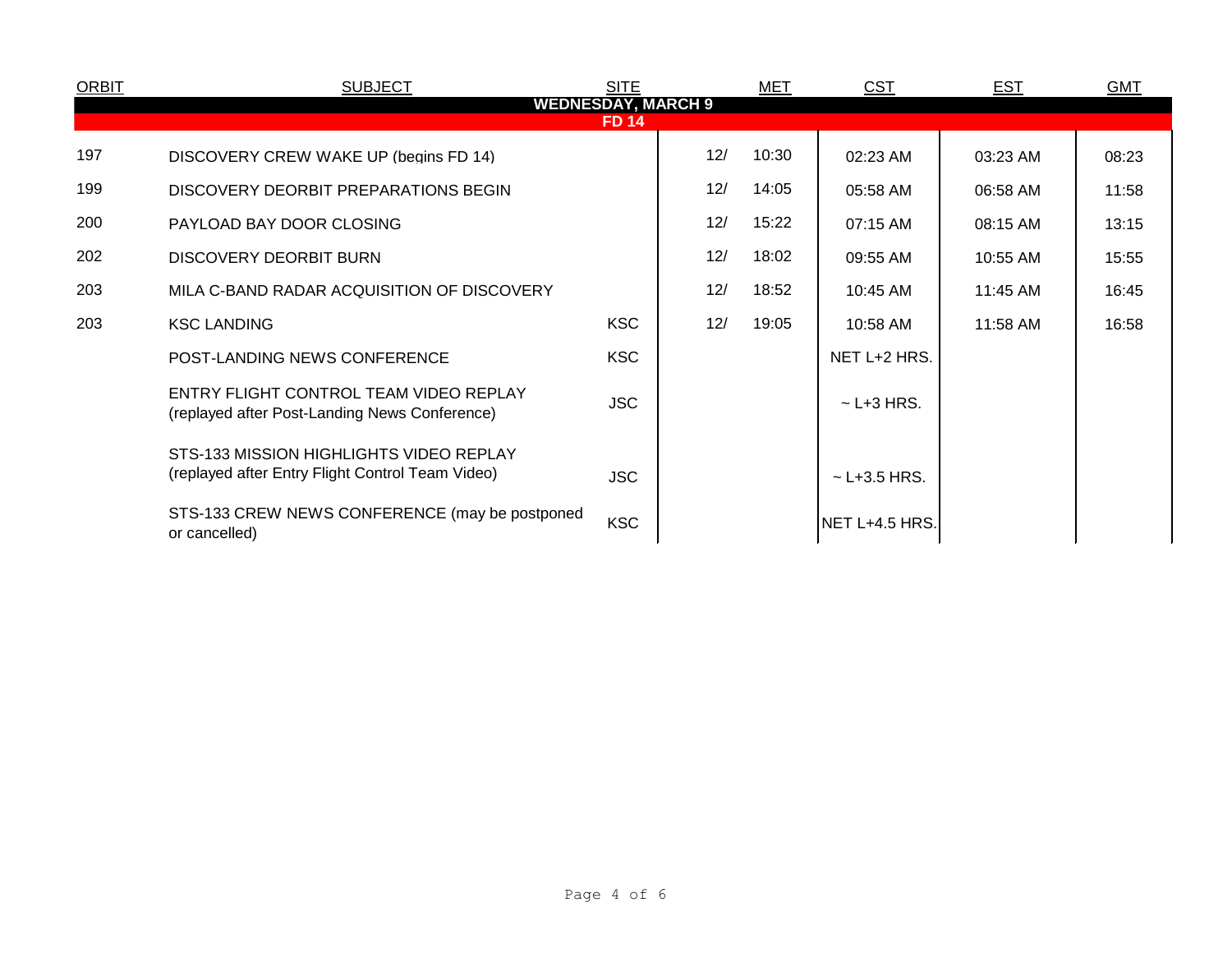| ORBIT | SUBJECT | SITE | MET | | CST | EST | GMT |
|---|---|---|---|---|---|---|---|
| | **WEDNESDAY, MARCH 9** | | | | | | |
| | **FD 14** | | | | | | |
| 197 | DISCOVERY CREW WAKE UP (begins FD 14) | | 12/ | 10:30 | 02:23 AM | 03:23 AM | 08:23 |
| 199 | DISCOVERY DEORBIT PREPARATIONS BEGIN | | 12/ | 14:05 | 05:58 AM | 06:58 AM | 11:58 |
| 200 | PAYLOAD BAY DOOR CLOSING | | 12/ | 15:22 | 07:15 AM | 08:15 AM | 13:15 |
| 202 | DISCOVERY DEORBIT BURN | | 12/ | 18:02 | 09:55 AM | 10:55 AM | 15:55 |
| 203 | MILA C-BAND RADAR ACQUISITION OF DISCOVERY | | 12/ | 18:52 | 10:45 AM | 11:45 AM | 16:45 |
| 203 | KSC LANDING | KSC | 12/ | 19:05 | 10:58 AM | 11:58 AM | 16:58 |
| | POST-LANDING NEWS CONFERENCE | KSC | | | NET L+2 HRS. | | |
| | ENTRY FLIGHT CONTROL TEAM VIDEO REPLAY (replayed after Post-Landing News Conference) | JSC | | | ~ L+3 HRS. | | |
| | STS-133 MISSION HIGHLIGHTS VIDEO REPLAY (replayed after Entry Flight Control Team Video) | JSC | | | ~ L+3.5 HRS. | | |
| | STS-133 CREW NEWS CONFERENCE (may be postponed or cancelled) | KSC | | | NET L+4.5 HRS. | | |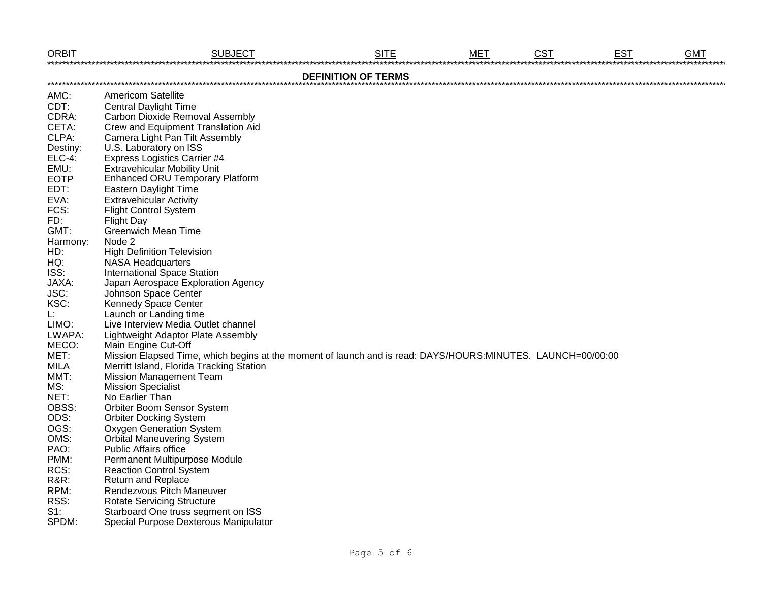| ORBIT | SUBJECT | SITE | MET | CST | EST | GMT |
|---|---|---|---|---|---|---|

## DEFINITION OF TERMS

| | |
|---|---|
| AMC: | Americom Satellite |
| CDT: | Central Daylight Time |
| CDRA: | Carbon Dioxide Removal Assembly |
| CETA: | Crew and Equipment Translation Aid |
| CLPA: | Camera Light Pan Tilt Assembly |
| Destiny: | U.S. Laboratory on ISS |
| ELC-4: | Express Logistics Carrier #4 |
| EMU: | Extravehicular Mobility Unit |
| EOTP | Enhanced ORU Temporary Platform |
| EDT: | Eastern Daylight Time |
| EVA: | Extravehicular Activity |
| FCS: | Flight Control System |
| FD: | Flight Day |
| GMT: | Greenwich Mean Time |
| Harmony: | Node 2 |
| HD: | High Definition Television |
| HQ: | NASA Headquarters |
| ISS: | International Space Station |
| JAXA: | Japan Aerospace Exploration Agency |
| JSC: | Johnson Space Center |
| KSC: | Kennedy Space Center |
| L: | Launch or Landing time |
| LIMO: | Live Interview Media Outlet channel |
| LWAPA: | Lightweight Adaptor Plate Assembly |
| MECO: | Main Engine Cut-Off |
| MET: | Mission Elapsed Time, which begins at the moment of launch and is read: DAYS/HOURS:MINUTES. LAUNCH=00/00:00 |
| MILA | Merritt Island, Florida Tracking Station |
| MMT: | Mission Management Team |
| MS: | Mission Specialist |
| NET: | No Earlier Than |
| OBSS: | Orbiter Boom Sensor System |
| ODS: | Orbiter Docking System |
| OGS: | Oxygen Generation System |
| OMS: | Orbital Maneuvering System |
| PAO: | Public Affairs office |
| PMM: | Permanent Multipurpose Module |
| RCS: | Reaction Control System |
| R&R: | Return and Replace |
| RPM: | Rendezvous Pitch Maneuver |
| RSS: | Rotate Servicing Structure |
| S1: | Starboard One truss segment on ISS |
| SPDM: | Special Purpose Dexterous Manipulator |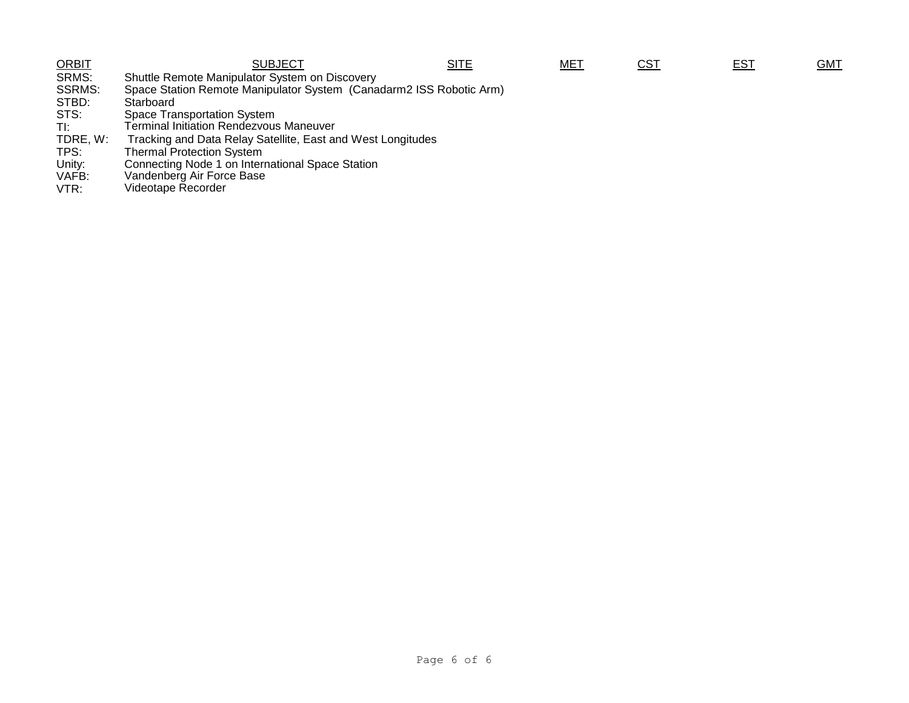| ORBIT | SUBJECT | SITE | MET | CST | EST | GMT |
|---|---|---|---|---|---|---|
| SRMS: | Shuttle Remote Manipulator System on Discovery | | | | | |
| SSRMS: | Space Station Remote Manipulator System (Canadarm2 ISS Robotic Arm) | | | | | |
| STBD: | Starboard | | | | | |
| STS: | Space Transportation System | | | | | |
| TI: | Terminal Initiation Rendezvous Maneuver | | | | | |
| TDRE, W: | Tracking and Data Relay Satellite, East and West Longitudes | | | | | |
| TPS: | Thermal Protection System | | | | | |
| Unity: | Connecting Node 1 on International Space Station | | | | | |
| VAFB: | Vandenberg Air Force Base | | | | | |
| VTR: | Videotape Recorder | | | | | |